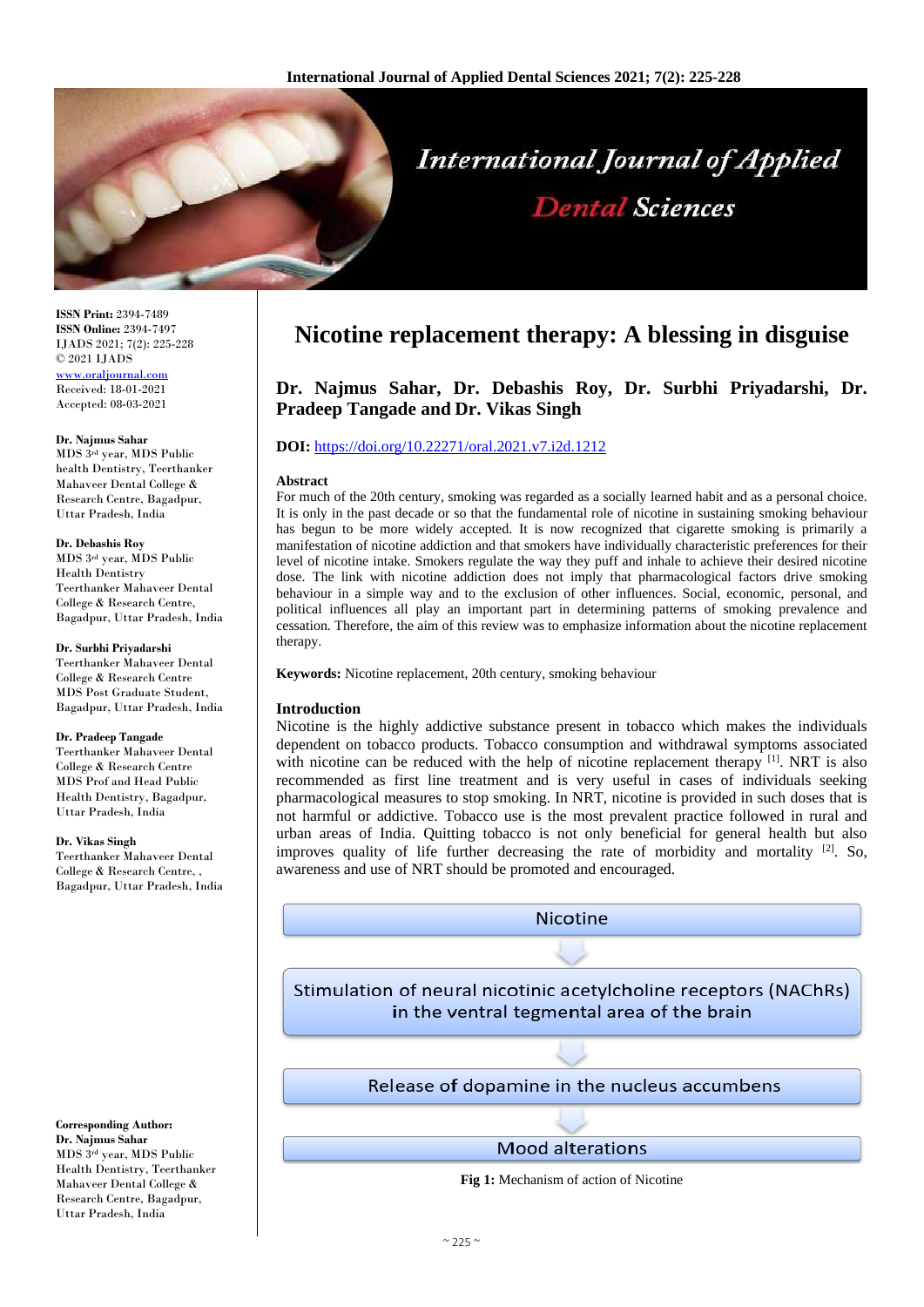# Nicotine replacement therapy: A blessing in disguise

**Dr. Najmus Sahar, Dr. Debashis Roy, Dr. Surbhi Priyadarshi, Dr. Pradeep Tangade and Dr. Vikas Singh**

**DOI:** https://doi.org/10.22271/oral.2021.v7.i2d.1212

**ISSN Print:** 2394-7489
**ISSN Online:** 2394-7497
IJADS 2021; 7(2): 225-228
© 2021 IJADS
www.oraljournal.com
Received: 18-01-2021
Accepted: 08-03-2021

**Dr. Najmus Sahar**
MDS 3rd year, MDS Public health Dentistry, Teerthanker Mahaveer Dental College & Research Centre, Bagadpur, Uttar Pradesh, India

**Dr. Debashis Roy**
MDS 3rd year, MDS Public Health Dentistry Teerthanker Mahaveer Dental College & Research Centre, Bagadpur, Uttar Pradesh, India

**Dr. Surbhi Priyadarshi**
Teerthanker Mahaveer Dental College & Research Centre MDS Post Graduate Student, Bagadpur, Uttar Pradesh, India

**Dr. Pradeep Tangade**
Teerthanker Mahaveer Dental College & Research Centre MDS Prof and Head Public Health Dentistry, Bagadpur, Uttar Pradesh, India

**Dr. Vikas Singh**
Teerthanker Mahaveer Dental College & Research Centre, , Bagadpur, Uttar Pradesh, India

**Corresponding Author:**
**Dr. Najmus Sahar**
MDS 3rd year, MDS Public Health Dentistry, Teerthanker Mahaveer Dental College & Research Centre, Bagadpur, Uttar Pradesh, India

### Abstract

For much of the 20th century, smoking was regarded as a socially learned habit and as a personal choice. It is only in the past decade or so that the fundamental role of nicotine in sustaining smoking behaviour has begun to be more widely accepted. It is now recognized that cigarette smoking is primarily a manifestation of nicotine addiction and that smokers have individually characteristic preferences for their level of nicotine intake. Smokers regulate the way they puff and inhale to achieve their desired nicotine dose. The link with nicotine addiction does not imply that pharmacological factors drive smoking behaviour in a simple way and to the exclusion of other influences. Social, economic, personal, and political influences all play an important part in determining patterns of smoking prevalence and cessation. Therefore, the aim of this review was to emphasize information about the nicotine replacement therapy.

**Keywords:** Nicotine replacement, 20th century, smoking behaviour

## Introduction

Nicotine is the highly addictive substance present in tobacco which makes the individuals dependent on tobacco products. Tobacco consumption and withdrawal symptoms associated with nicotine can be reduced with the help of nicotine replacement therapy [1]. NRT is also recommended as first line treatment and is very useful in cases of individuals seeking pharmacological measures to stop smoking. In NRT, nicotine is provided in such doses that is not harmful or addictive. Tobacco use is the most prevalent practice followed in rural and urban areas of India. Quitting tobacco is not only beneficial for general health but also improves quality of life further decreasing the rate of morbidity and mortality [2]. So, awareness and use of NRT should be promoted and encouraged.

Nicotine
↓
Stimulation of neural nicotinic acetylcholine receptors (NAChRs) in the ventral tegmental area of the brain
↓
Release of dopamine in the nucleus accumbens
↓
Mood alterations

**Fig 1:** Mechanism of action of Nicotine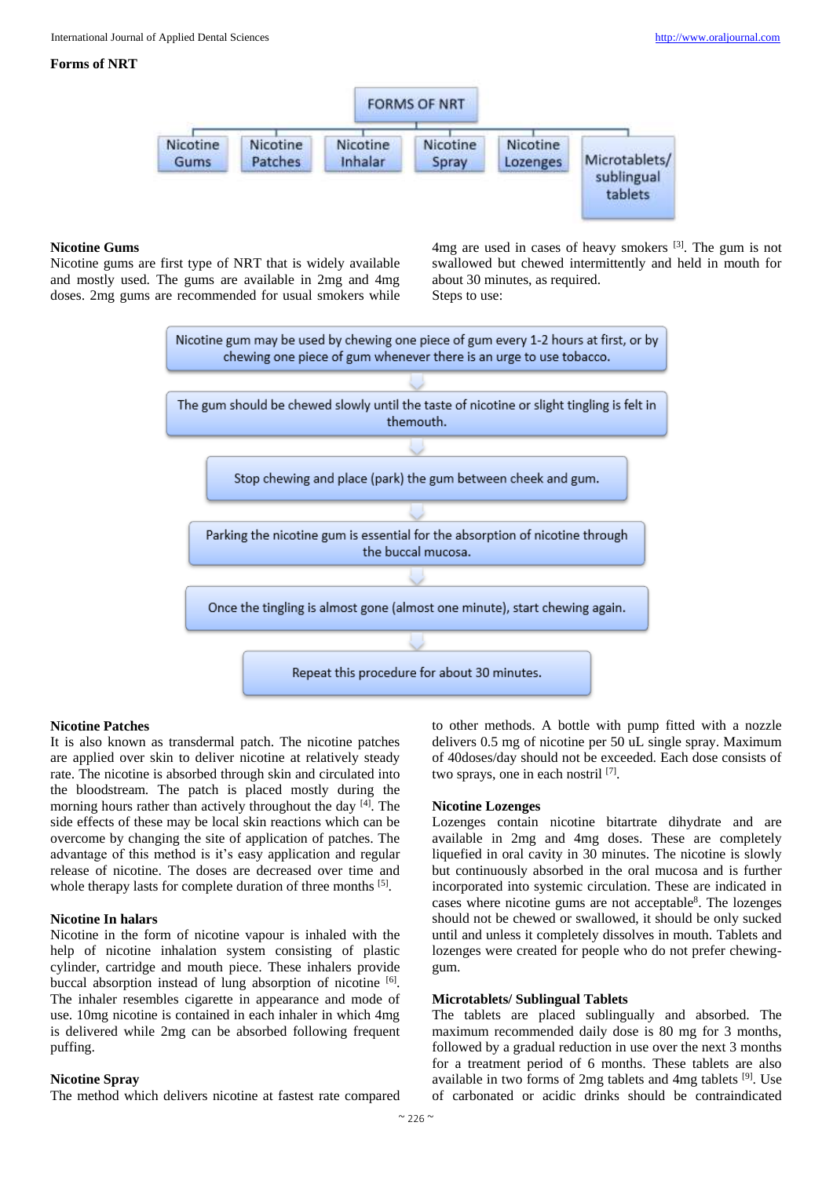**Forms of NRT**

FORMS OF NRT

- Nicotine Gums
- Nicotine Patches
- Nicotine Inhalar
- Nicotine Spray
- Nicotine Lozenges
- Microtablets/ sublingual tablets

**Nicotine Gums**

Nicotine gums are first type of NRT that is widely available and mostly used. The gums are available in 2mg and 4mg doses. 2mg gums are recommended for usual smokers while 4mg are used in cases of heavy smokers [3]. The gum is not swallowed but chewed intermittently and held in mouth for about 30 minutes, as required.

Steps to use:

1. Nicotine gum may be used by chewing one piece of gum every 1-2 hours at first, or by chewing one piece of gum whenever there is an urge to use tobacco.
2. The gum should be chewed slowly until the taste of nicotine or slight tingling is felt in themouth.
3. Stop chewing and place (park) the gum between cheek and gum.
4. Parking the nicotine gum is essential for the absorption of nicotine through the buccal mucosa.
5. Once the tingling is almost gone (almost one minute), start chewing again.
6. Repeat this procedure for about 30 minutes.

**Nicotine Patches**

It is also known as transdermal patch. The nicotine patches are applied over skin to deliver nicotine at relatively steady rate. The nicotine is absorbed through skin and circulated into the bloodstream. The patch is placed mostly during the morning hours rather than actively throughout the day [4]. The side effects of these may be local skin reactions which can be overcome by changing the site of application of patches. The advantage of this method is it's easy application and regular release of nicotine. The doses are decreased over time and whole therapy lasts for complete duration of three months [5].

**Nicotine In halars**

Nicotine in the form of nicotine vapour is inhaled with the help of nicotine inhalation system consisting of plastic cylinder, cartridge and mouth piece. These inhalers provide buccal absorption instead of lung absorption of nicotine [6]. The inhaler resembles cigarette in appearance and mode of use. 10mg nicotine is contained in each inhaler in which 4mg is delivered while 2mg can be absorbed following frequent puffing.

**Nicotine Spray**

The method which delivers nicotine at fastest rate compared to other methods. A bottle with pump fitted with a nozzle delivers 0.5 mg of nicotine per 50 uL single spray. Maximum of 40doses/day should not be exceeded. Each dose consists of two sprays, one in each nostril [7].

**Nicotine Lozenges**

Lozenges contain nicotine bitartrate dihydrate and are available in 2mg and 4mg doses. These are completely liquefied in oral cavity in 30 minutes. The nicotine is slowly but continuously absorbed in the oral mucosa and is further incorporated into systemic circulation. These are indicated in cases where nicotine gums are not acceptable[8]. The lozenges should not be chewed or swallowed, it should be only sucked until and unless it completely dissolves in mouth. Tablets and lozenges were created for people who do not prefer chewing-gum.

**Microtablets/ Sublingual Tablets**

The tablets are placed sublingually and absorbed. The maximum recommended daily dose is 80 mg for 3 months, followed by a gradual reduction in use over the next 3 months for a treatment period of 6 months. These tablets are also available in two forms of 2mg tablets and 4mg tablets [9]. Use of carbonated or acidic drinks should be contraindicated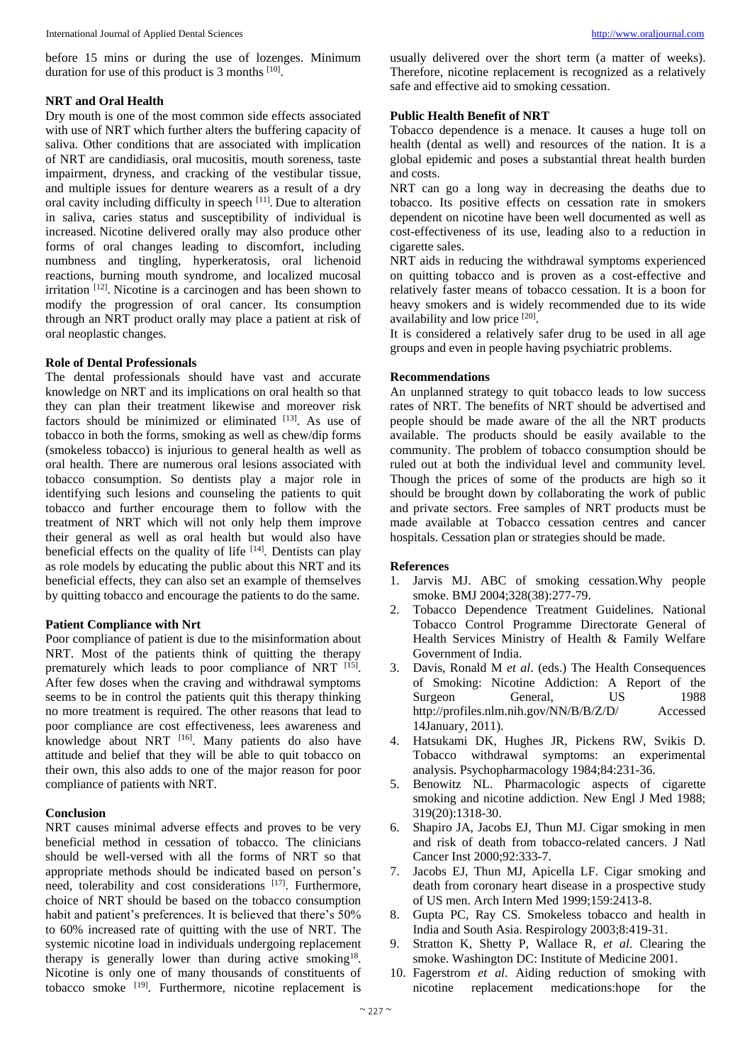before 15 mins or during the use of lozenges. Minimum duration for use of this product is 3 months [10].

## NRT and Oral Health

Dry mouth is one of the most common side effects associated with use of NRT which further alters the buffering capacity of saliva. Other conditions that are associated with implication of NRT are candidiasis, oral mucositis, mouth soreness, taste impairment, dryness, and cracking of the vestibular tissue, and multiple issues for denture wearers as a result of a dry oral cavity including difficulty in speech [11]. Due to alteration in saliva, caries status and susceptibility of individual is increased. Nicotine delivered orally may also produce other forms of oral changes leading to discomfort, including numbness and tingling, hyperkeratosis, oral lichenoid reactions, burning mouth syndrome, and localized mucosal irritation [12]. Nicotine is a carcinogen and has been shown to modify the progression of oral cancer. Its consumption through an NRT product orally may place a patient at risk of oral neoplastic changes.

## Role of Dental Professionals

The dental professionals should have vast and accurate knowledge on NRT and its implications on oral health so that they can plan their treatment likewise and moreover risk factors should be minimized or eliminated [13]. As use of tobacco in both the forms, smoking as well as chew/dip forms (smokeless tobacco) is injurious to general health as well as oral health. There are numerous oral lesions associated with tobacco consumption. So dentists play a major role in identifying such lesions and counseling the patients to quit tobacco and further encourage them to follow with the treatment of NRT which will not only help them improve their general as well as oral health but would also have beneficial effects on the quality of life [14]. Dentists can play as role models by educating the public about this NRT and its beneficial effects, they can also set an example of themselves by quitting tobacco and encourage the patients to do the same.

## Patient Compliance with Nrt

Poor compliance of patient is due to the misinformation about NRT. Most of the patients think of quitting the therapy prematurely which leads to poor compliance of NRT [15]. After few doses when the craving and withdrawal symptoms seems to be in control the patients quit this therapy thinking no more treatment is required. The other reasons that lead to poor compliance are cost effectiveness, lees awareness and knowledge about NRT [16]. Many patients do also have attitude and belief that they will be able to quit tobacco on their own, this also adds to one of the major reason for poor compliance of patients with NRT.

## Conclusion

NRT causes minimal adverse effects and proves to be very beneficial method in cessation of tobacco. The clinicians should be well-versed with all the forms of NRT so that appropriate methods should be indicated based on person's need, tolerability and cost considerations [17]. Furthermore, choice of NRT should be based on the tobacco consumption habit and patient's preferences. It is believed that there's 50% to 60% increased rate of quitting with the use of NRT. The systemic nicotine load in individuals undergoing replacement therapy is generally lower than during active smoking[18]. Nicotine is only one of many thousands of constituents of tobacco smoke [19]. Furthermore, nicotine replacement is usually delivered over the short term (a matter of weeks). Therefore, nicotine replacement is recognized as a relatively safe and effective aid to smoking cessation.

## Public Health Benefit of NRT

Tobacco dependence is a menace. It causes a huge toll on health (dental as well) and resources of the nation. It is a global epidemic and poses a substantial threat health burden and costs.

NRT can go a long way in decreasing the deaths due to tobacco. Its positive effects on cessation rate in smokers dependent on nicotine have been well documented as well as cost-effectiveness of its use, leading also to a reduction in cigarette sales.

NRT aids in reducing the withdrawal symptoms experienced on quitting tobacco and is proven as a cost-effective and relatively faster means of tobacco cessation. It is a boon for heavy smokers and is widely recommended due to its wide availability and low price [20].

It is considered a relatively safer drug to be used in all age groups and even in people having psychiatric problems.

## Recommendations

An unplanned strategy to quit tobacco leads to low success rates of NRT. The benefits of NRT should be advertised and people should be made aware of the all the NRT products available. The products should be easily available to the community. The problem of tobacco consumption should be ruled out at both the individual level and community level. Though the prices of some of the products are high so it should be brought down by collaborating the work of public and private sectors. Free samples of NRT products must be made available at Tobacco cessation centres and cancer hospitals. Cessation plan or strategies should be made.

## References

1. Jarvis MJ. ABC of smoking cessation.Why people smoke. BMJ 2004;328(38):277-79.
2. Tobacco Dependence Treatment Guidelines. National Tobacco Control Programme Directorate General of Health Services Ministry of Health & Family Welfare Government of India.
3. Davis, Ronald M *et al*. (eds.) The Health Consequences of Smoking: Nicotine Addiction: A Report of the Surgeon General, US 1988 http://profiles.nlm.nih.gov/NN/B/B/Z/D/ Accessed 14January, 2011).
4. Hatsukami DK, Hughes JR, Pickens RW, Svikis D. Tobacco withdrawal symptoms: an experimental analysis. Psychopharmacology 1984;84:231-36.
5. Benowitz NL. Pharmacologic aspects of cigarette smoking and nicotine addiction. New Engl J Med 1988; 319(20):1318-30.
6. Shapiro JA, Jacobs EJ, Thun MJ. Cigar smoking in men and risk of death from tobacco-related cancers. J Natl Cancer Inst 2000;92:333-7.
7. Jacobs EJ, Thun MJ, Apicella LF. Cigar smoking and death from coronary heart disease in a prospective study of US men. Arch Intern Med 1999;159:2413-8.
8. Gupta PC, Ray CS. Smokeless tobacco and health in India and South Asia. Respirology 2003;8:419-31.
9. Stratton K, Shetty P, Wallace R, *et al*. Clearing the smoke. Washington DC: Institute of Medicine 2001.
10. Fagerstrom *et al*. Aiding reduction of smoking with nicotine replacement medications:hope for the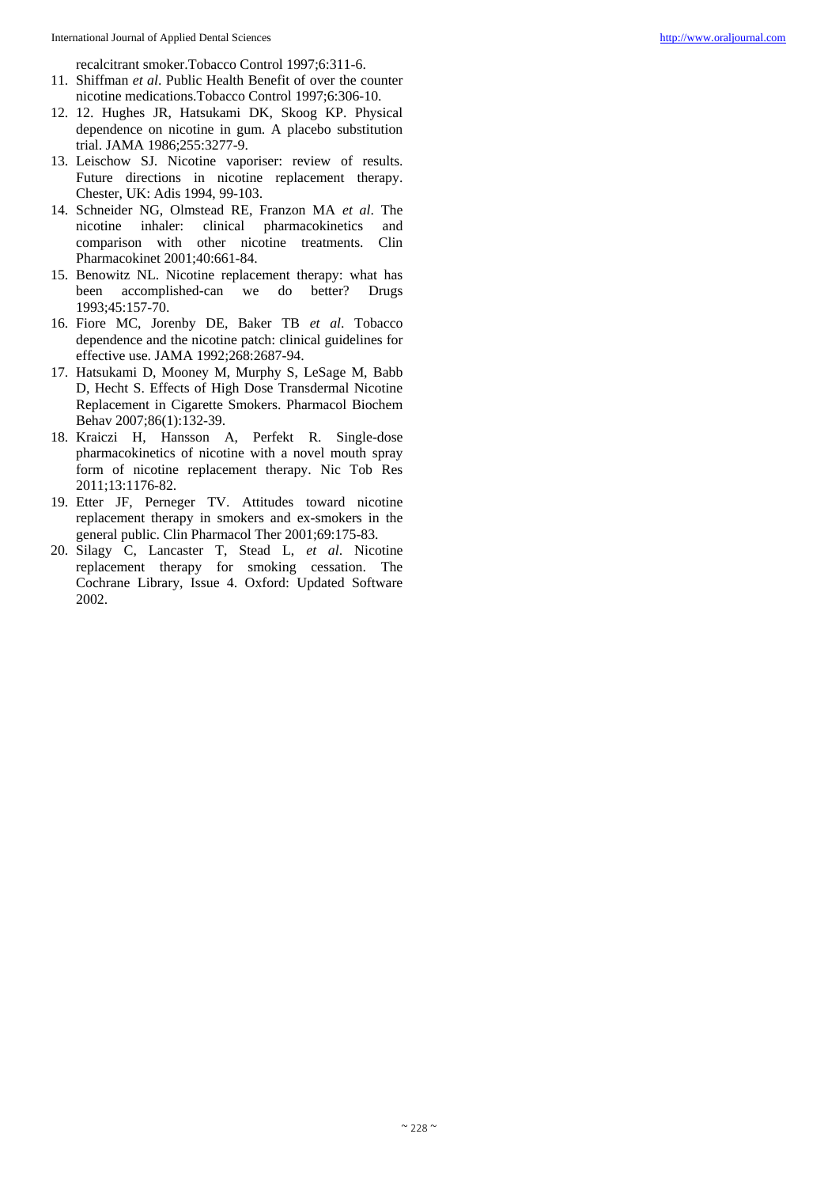recalcitrant smoker.Tobacco Control 1997;6:311-6.

11. Shiffman *et al*. Public Health Benefit of over the counter nicotine medications.Tobacco Control 1997;6:306-10.
12. 12. Hughes JR, Hatsukami DK, Skoog KP. Physical dependence on nicotine in gum. A placebo substitution trial. JAMA 1986;255:3277-9.
13. Leischow SJ. Nicotine vaporiser: review of results. Future directions in nicotine replacement therapy. Chester, UK: Adis 1994, 99-103.
14. Schneider NG, Olmstead RE, Franzon MA *et al*. The nicotine inhaler: clinical pharmacokinetics and comparison with other nicotine treatments. Clin Pharmacokinet 2001;40:661-84.
15. Benowitz NL. Nicotine replacement therapy: what has been accomplished-can we do better? Drugs 1993;45:157-70.
16. Fiore MC, Jorenby DE, Baker TB *et al*. Tobacco dependence and the nicotine patch: clinical guidelines for effective use. JAMA 1992;268:2687-94.
17. Hatsukami D, Mooney M, Murphy S, LeSage M, Babb D, Hecht S. Effects of High Dose Transdermal Nicotine Replacement in Cigarette Smokers. Pharmacol Biochem Behav 2007;86(1):132-39.
18. Kraiczi H, Hansson A, Perfekt R. Single-dose pharmacokinetics of nicotine with a novel mouth spray form of nicotine replacement therapy. Nic Tob Res 2011;13:1176-82.
19. Etter JF, Perneger TV. Attitudes toward nicotine replacement therapy in smokers and ex-smokers in the general public. Clin Pharmacol Ther 2001;69:175-83.
20. Silagy C, Lancaster T, Stead L, *et al*. Nicotine replacement therapy for smoking cessation. The Cochrane Library, Issue 4. Oxford: Updated Software 2002.